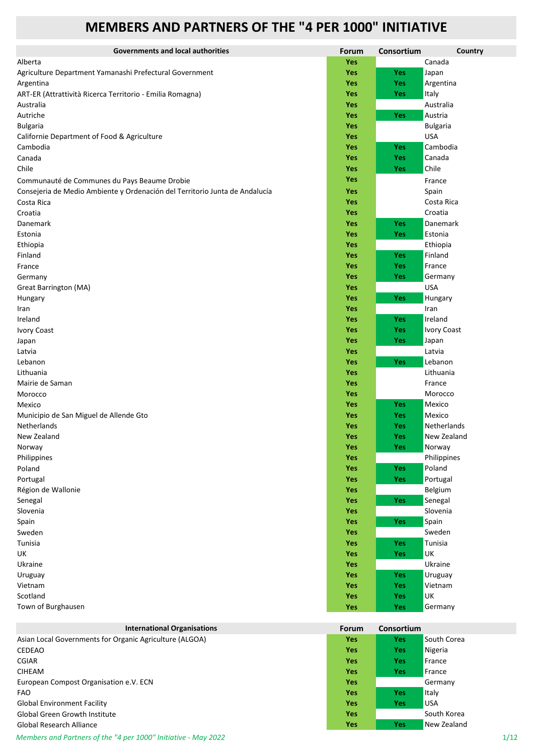# MEMBERS AND PARTNERS OF THE "4 PER 1000" INITIATIVE

| Governments and local authorities | Forum | Consortium | Country |
|---|---|---|---|
| Alberta | Yes | | Canada |
| Agriculture Department Yamanashi Prefectural Government | Yes | Yes | Japan |
| Argentina | Yes | Yes | Argentina |
| ART-ER (Attrattività Ricerca Territorio - Emilia Romagna) | Yes | Yes | Italy |
| Australia | Yes | | Australia |
| Autriche | Yes | Yes | Austria |
| Bulgaria | Yes | | Bulgaria |
| Californie Department of Food & Agriculture | Yes | | USA |
| Cambodia | Yes | Yes | Cambodia |
| Canada | Yes | Yes | Canada |
| Chile | Yes | Yes | Chile |
| Communauté de Communes du Pays Beaume Drobie | Yes | | France |
| Consejeria de Medio Ambiente y Ordenación del Territorio Junta de Andalucía | Yes | | Spain |
| Costa Rica | Yes | | Costa Rica |
| Croatia | Yes | | Croatia |
| Danemark | Yes | Yes | Danemark |
| Estonia | Yes | Yes | Estonia |
| Ethiopia | Yes | | Ethiopia |
| Finland | Yes | Yes | Finland |
| France | Yes | Yes | France |
| Germany | Yes | Yes | Germany |
| Great Barrington (MA) | Yes | | USA |
| Hungary | Yes | Yes | Hungary |
| Iran | Yes | | Iran |
| Ireland | Yes | Yes | Ireland |
| Ivory Coast | Yes | Yes | Ivory Coast |
| Japan | Yes | Yes | Japan |
| Latvia | Yes | | Latvia |
| Lebanon | Yes | Yes | Lebanon |
| Lithuania | Yes | | Lithuania |
| Mairie de Saman | Yes | | France |
| Morocco | Yes | | Morocco |
| Mexico | Yes | Yes | Mexico |
| Municipio de San Miguel de Allende Gto | Yes | Yes | Mexico |
| Netherlands | Yes | Yes | Netherlands |
| New Zealand | Yes | Yes | New Zealand |
| Norway | Yes | Yes | Norway |
| Philippines | Yes | | Philippines |
| Poland | Yes | Yes | Poland |
| Portugal | Yes | Yes | Portugal |
| Région de Wallonie | Yes | | Belgium |
| Senegal | Yes | Yes | Senegal |
| Slovenia | Yes | | Slovenia |
| Spain | Yes | Yes | Spain |
| Sweden | Yes | | Sweden |
| Tunisia | Yes | Yes | Tunisia |
| UK | Yes | Yes | UK |
| Ukraine | Yes | | Ukraine |
| Uruguay | Yes | Yes | Uruguay |
| Vietnam | Yes | Yes | Vietnam |
| Scotland | Yes | Yes | UK |
| Town of Burghausen | Yes | Yes | Germany |

| International Organisations | Forum | Consortium | |
|---|---|---|---|
| Asian Local Governments for Organic Agriculture (ALGOA) | Yes | Yes | South Corea |
| CEDEAO | Yes | Yes | Nigeria |
| CGIAR | Yes | Yes | France |
| CIHEAM | Yes | Yes | France |
| European Compost Organisation e.V. ECN | Yes | | Germany |
| FAO | Yes | Yes | Italy |
| Global Environment Facility | Yes | Yes | USA |
| Global Green Growth Institute | Yes | | South Korea |
| Global Research Alliance | Yes | Yes | New Zealand |

*Members and Partners of the "4 per 1000" Initiative - May 2022*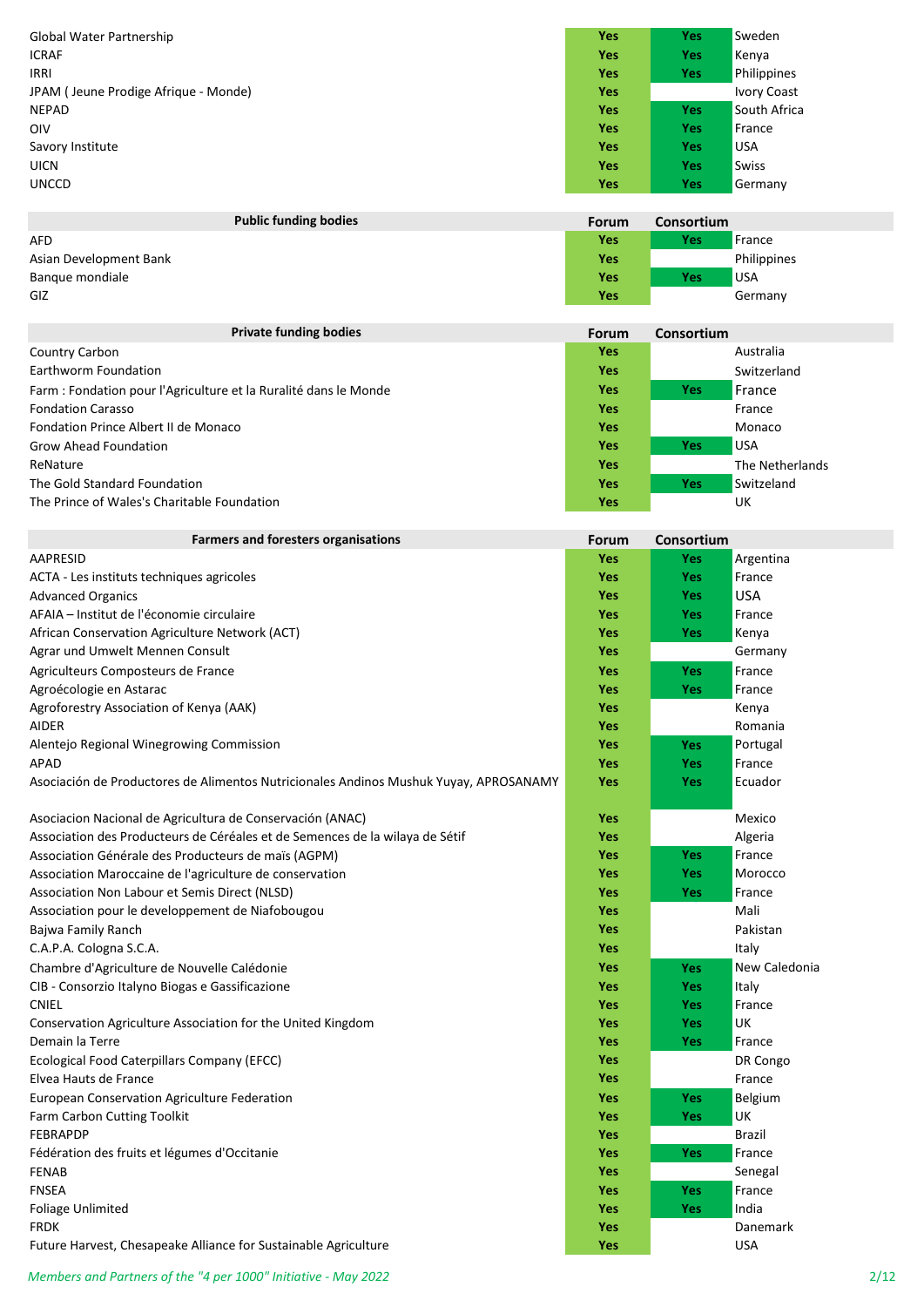| | Forum | Consortium | |
|---|---|---|---|
| Global Water Partnership | Yes | Yes | Sweden |
| ICRAF | Yes | Yes | Kenya |
| IRRI | Yes | Yes | Philippines |
| JPAM ( Jeune Prodige Afrique - Monde) | Yes | | Ivory Coast |
| NEPAD | Yes | Yes | South Africa |
| OIV | Yes | Yes | France |
| Savory Institute | Yes | Yes | USA |
| UICN | Yes | Yes | Swiss |
| UNCCD | Yes | Yes | Germany |

| Public funding bodies | Forum | Consortium | |
|---|---|---|---|
| AFD | Yes | Yes | France |
| Asian Development Bank | Yes | | Philippines |
| Banque mondiale | Yes | Yes | USA |
| GIZ | Yes | | Germany |

| Private funding bodies | Forum | Consortium | |
|---|---|---|---|
| Country Carbon | Yes | | Australia |
| Earthworm Foundation | Yes | | Switzerland |
| Farm : Fondation pour l'Agriculture et la Ruralité dans le Monde | Yes | Yes | France |
| Fondation Carasso | Yes | | France |
| Fondation Prince Albert II de Monaco | Yes | | Monaco |
| Grow Ahead Foundation | Yes | Yes | USA |
| ReNature | Yes | | The Netherlands |
| The Gold Standard Foundation | Yes | Yes | Switzerland |
| The Prince of Wales's Charitable Foundation | Yes | | UK |

| Farmers and foresters organisations | Forum | Consortium | |
|---|---|---|---|
| AAPRESID | Yes | Yes | Argentina |
| ACTA - Les instituts techniques agricoles | Yes | Yes | France |
| Advanced Organics | Yes | Yes | USA |
| AFAIA – Institut de l'économie circulaire | Yes | Yes | France |
| African Conservation Agriculture Network (ACT) | Yes | Yes | Kenya |
| Agrar und Umwelt Mennen Consult | Yes | | Germany |
| Agriculteurs Composteurs de France | Yes | Yes | France |
| Agroécologie en Astarac | Yes | Yes | France |
| Agroforestry Association of Kenya (AAK) | Yes | | Kenya |
| AIDER | Yes | | Romania |
| Alentejo Regional Winegrowing Commission | Yes | Yes | Portugal |
| APAD | Yes | Yes | France |
| Asociación de Productores de Alimentos Nutricionales Andinos Mushuk Yuyay, APROSANAMY | Yes | Yes | Ecuador |
| Asociacion Nacional de Agricultura de Conservación (ANAC) | Yes | | Mexico |
| Association des Producteurs de Céréales et de Semences de la wilaya de Sétif | Yes | | Algeria |
| Association Générale des Producteurs de maïs (AGPM) | Yes | Yes | France |
| Association Maroccaine de l'agriculture de conservation | Yes | Yes | Morocco |
| Association Non Labour et Semis Direct (NLSD) | Yes | Yes | France |
| Association pour le developpement de Niafobougou | Yes | | Mali |
| Bajwa Family Ranch | Yes | | Pakistan |
| C.A.P.A. Cologna S.C.A. | Yes | | Italy |
| Chambre d'Agriculture de Nouvelle Calédonie | Yes | Yes | New Caledonia |
| CIB - Consorzio Italyno Biogas e Gassificazione | Yes | Yes | Italy |
| CNIEL | Yes | Yes | France |
| Conservation Agriculture Association for the United Kingdom | Yes | Yes | UK |
| Demain la Terre | Yes | Yes | France |
| Ecological Food Caterpillars Company (EFCC) | Yes | | DR Congo |
| Elvea Hauts de France | Yes | | France |
| European Conservation Agriculture Federation | Yes | Yes | Belgium |
| Farm Carbon Cutting Toolkit | Yes | Yes | UK |
| FEBRAPDP | Yes | | Brazil |
| Fédération des fruits et légumes d'Occitanie | Yes | Yes | France |
| FENAB | Yes | | Senegal |
| FNSEA | Yes | Yes | France |
| Foliage Unlimited | Yes | Yes | India |
| FRDK | Yes | | Danemark |
| Future Harvest, Chesapeake Alliance for Sustainable Agriculture | Yes | | USA |

*Members and Partners of the "4 per 1000" Initiative - May 2022*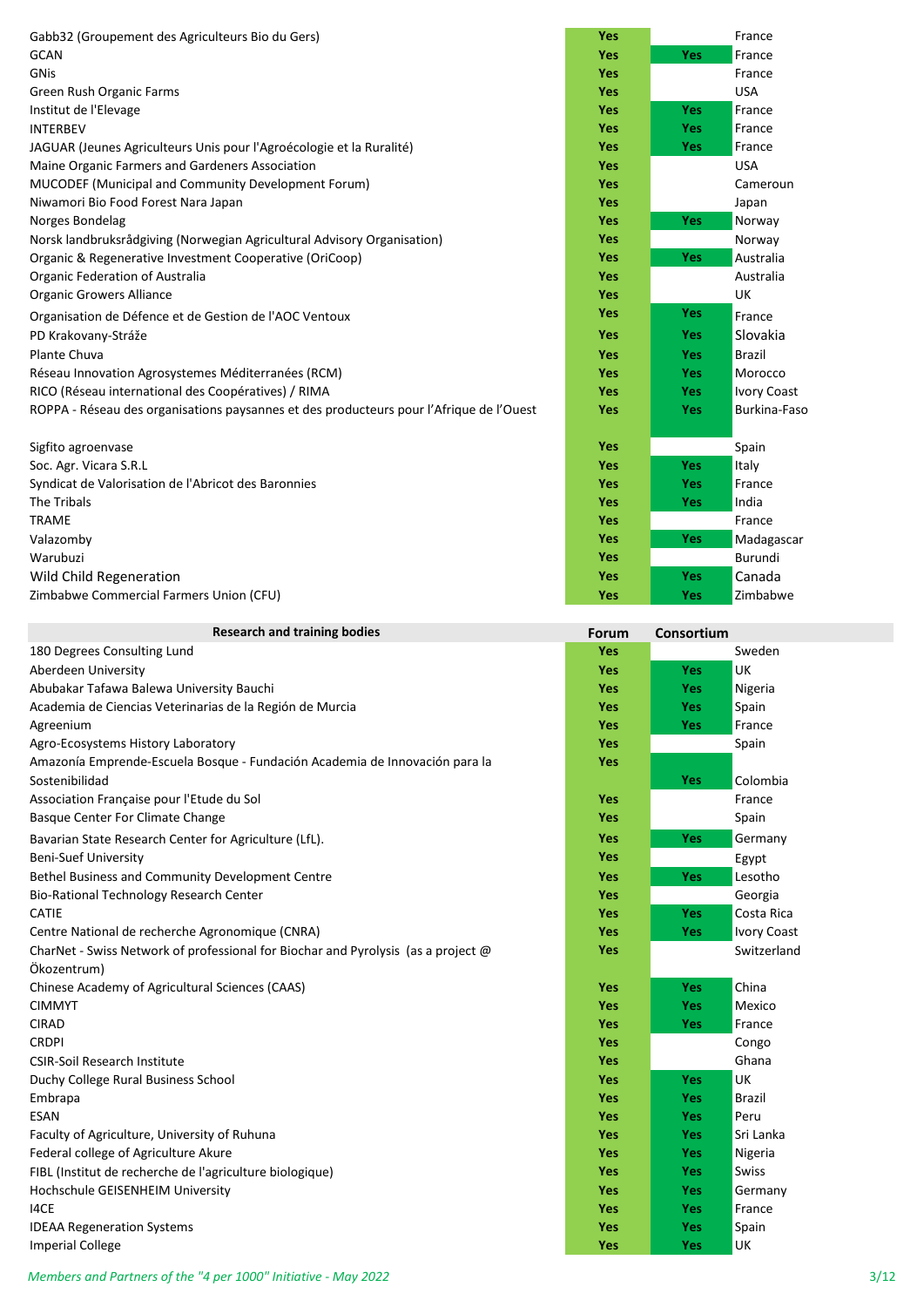| | | | |
|---|---|---|---|
| Gabb32 (Groupement des Agriculteurs Bio du Gers) | Yes | | France |
| GCAN | Yes | Yes | France |
| GNis | Yes | | France |
| Green Rush Organic Farms | Yes | | USA |
| Institut de l'Elevage | Yes | Yes | France |
| INTERBEV | Yes | Yes | France |
| JAGUAR (Jeunes Agriculteurs Unis pour l'Agroécologie et la Ruralité) | Yes | Yes | France |
| Maine Organic Farmers and Gardeners Association | Yes | | USA |
| MUCODEF (Municipal and Community Development Forum) | Yes | | Cameroun |
| Niwamori Bio Food Forest Nara Japan | Yes | | Japan |
| Norges Bondelag | Yes | Yes | Norway |
| Norsk landbruksrådgiving (Norwegian Agricultural Advisory Organisation) | Yes | | Norway |
| Organic & Regenerative Investment Cooperative (OriCoop) | Yes | Yes | Australia |
| Organic Federation of Australia | Yes | | Australia |
| Organic Growers Alliance | Yes | | UK |
| Organisation de Défence et de Gestion de l'AOC Ventoux | Yes | Yes | France |
| PD Krakovany-Stráže | Yes | Yes | Slovakia |
| Plante Chuva | Yes | Yes | Brazil |
| Réseau Innovation Agrosystemes Méditerranées (RCM) | Yes | Yes | Morocco |
| RICO (Réseau international des Coopératives) / RIMA | Yes | Yes | Ivory Coast |
| ROPPA - Réseau des organisations paysannes et des producteurs pour l'Afrique de l'Ouest | Yes | Yes | Burkina-Faso |
| Sigfito agroenvase | Yes | | Spain |
| Soc. Agr. Vicara S.R.L | Yes | Yes | Italy |
| Syndicat de Valorisation de l'Abricot des Baronnies | Yes | Yes | France |
| The Tribals | Yes | Yes | India |
| TRAME | Yes | | France |
| Valazomby | Yes | Yes | Madagascar |
| Warubuzi | Yes | | Burundi |
| Wild Child Regeneration | Yes | Yes | Canada |
| Zimbabwe Commercial Farmers Union (CFU) | Yes | Yes | Zimbabwe |

| Research and training bodies | Forum | Consortium | |
|---|---|---|---|
| 180 Degrees Consulting Lund | Yes | | Sweden |
| Aberdeen University | Yes | Yes | UK |
| Abubakar Tafawa Balewa University Bauchi | Yes | Yes | Nigeria |
| Academia de Ciencias Veterinarias de la Región de Murcia | Yes | Yes | Spain |
| Agreenium | Yes | Yes | France |
| Agro-Ecosystems History Laboratory | Yes | | Spain |
| Amazonía Emprende-Escuela Bosque - Fundación Academia de Innovación para la Sostenibilidad | Yes | Yes | Colombia |
| Association Française pour l'Etude du Sol | Yes | | France |
| Basque Center For Climate Change | Yes | | Spain |
| Bavarian State Research Center for Agriculture (LfL). | Yes | Yes | Germany |
| Beni-Suef University | Yes | | Egypt |
| Bethel Business and Community Development Centre | Yes | Yes | Lesotho |
| Bio-Rational Technology Research Center | Yes | | Georgia |
| CATIE | Yes | Yes | Costa Rica |
| Centre National de recherche Agronomique (CNRA) | Yes | Yes | Ivory Coast |
| CharNet - Swiss Network of professional for Biochar and Pyrolysis (as a project @ Ökozentrum) | Yes | | Switzerland |
| Chinese Academy of Agricultural Sciences (CAAS) | Yes | Yes | China |
| CIMMYT | Yes | Yes | Mexico |
| CIRAD | Yes | Yes | France |
| CRDPI | Yes | | Congo |
| CSIR-Soil Research Institute | Yes | | Ghana |
| Duchy College Rural Business School | Yes | Yes | UK |
| Embrapa | Yes | Yes | Brazil |
| ESAN | Yes | Yes | Peru |
| Faculty of Agriculture, University of Ruhuna | Yes | Yes | Sri Lanka |
| Federal college of Agriculture Akure | Yes | Yes | Nigeria |
| FIBL (Institut de recherche de l'agriculture biologique) | Yes | Yes | Swiss |
| Hochschule GEISENHEIM University | Yes | Yes | Germany |
| I4CE | Yes | Yes | France |
| IDEAA Regeneration Systems | Yes | Yes | Spain |
| Imperial College | Yes | Yes | UK |

*Members and Partners of the "4 per 1000" Initiative - May 2022*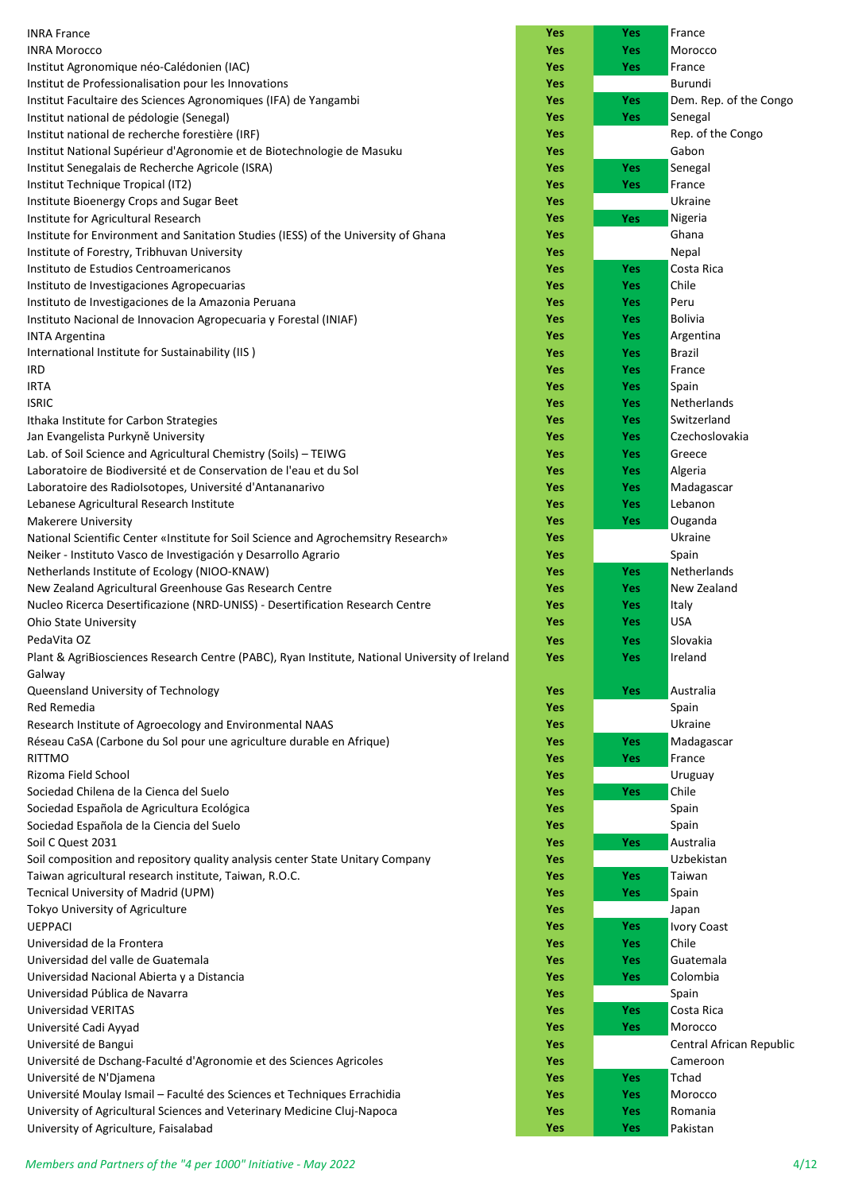| | | | |
|---|---|---|---|
| INRA France | Yes | Yes | France |
| INRA Morocco | Yes | Yes | Morocco |
| Institut Agronomique néo-Calédonien (IAC) | Yes | Yes | France |
| Institut de Professionalisation pour les Innovations | Yes | | Burundi |
| Institut Facultaire des Sciences Agronomiques (IFA) de Yangambi | Yes | Yes | Dem. Rep. of the Congo |
| Institut national de pédologie (Senegal) | Yes | Yes | Senegal |
| Institut national de recherche forestière (IRF) | Yes | | Rep. of the Congo |
| Institut National Supérieur d'Agronomie et de Biotechnologie de Masuku | Yes | | Gabon |
| Institut Senegalais de Recherche Agricole (ISRA) | Yes | Yes | Senegal |
| Institut Technique Tropical (IT2) | Yes | Yes | France |
| Institute Bioenergy Crops and Sugar Beet | Yes | | Ukraine |
| Institute for Agricultural Research | Yes | Yes | Nigeria |
| Institute for Environment and Sanitation Studies (IESS) of the University of Ghana | Yes | | Ghana |
| Institute of Forestry, Tribhuvan University | Yes | | Nepal |
| Instituto de Estudios Centroamericanos | Yes | Yes | Costa Rica |
| Instituto de Investigaciones Agropecuarias | Yes | Yes | Chile |
| Instituto de Investigaciones de la Amazonia Peruana | Yes | Yes | Peru |
| Instituto Nacional de Innovacion Agropecuaria y Forestal (INIAF) | Yes | Yes | Bolivia |
| INTA Argentina | Yes | Yes | Argentina |
| International Institute for Sustainability (IIS ) | Yes | Yes | Brazil |
| IRD | Yes | Yes | France |
| IRTA | Yes | Yes | Spain |
| ISRIC | Yes | Yes | Netherlands |
| Ithaka Institute for Carbon Strategies | Yes | Yes | Switzerland |
| Jan Evangelista Purkyně University | Yes | Yes | Czechoslovakia |
| Lab. of Soil Science and Agricultural Chemistry (Soils) – TEIWG | Yes | Yes | Greece |
| Laboratoire de Biodiversité et de Conservation de l'eau et du Sol | Yes | Yes | Algeria |
| Laboratoire des RadioIsotopes, Université d'Antananarivo | Yes | Yes | Madagascar |
| Lebanese Agricultural Research Institute | Yes | Yes | Lebanon |
| Makerere University | Yes | Yes | Ouganda |
| National Scientific Center «Institute for Soil Science and Agrochemsitry Research» | Yes | | Ukraine |
| Neiker - Instituto Vasco de Investigación y Desarrollo Agrario | Yes | | Spain |
| Netherlands Institute of Ecology (NIOO-KNAW) | Yes | Yes | Netherlands |
| New Zealand Agricultural Greenhouse Gas Research Centre | Yes | Yes | New Zealand |
| Nucleo Ricerca Desertificazione (NRD-UNISS) - Desertification Research Centre | Yes | Yes | Italy |
| Ohio State University | Yes | Yes | USA |
| PedaVita OZ | Yes | Yes | Slovakia |
| Plant & AgriBiosciences Research Centre (PABC), Ryan Institute, National University of Ireland Galway | Yes | Yes | Ireland |
| Queensland University of Technology | Yes | Yes | Australia |
| Red Remedia | Yes | | Spain |
| Research Institute of Agroecology and Environmental NAAS | Yes | | Ukraine |
| Réseau CaSA (Carbone du Sol pour une agriculture durable en Afrique) | Yes | Yes | Madagascar |
| RITTMO | Yes | Yes | France |
| Rizoma Field School | Yes | | Uruguay |
| Sociedad Chilena de la Cienca del Suelo | Yes | Yes | Chile |
| Sociedad Española de Agricultura Ecológica | Yes | | Spain |
| Sociedad Española de la Ciencia del Suelo | Yes | | Spain |
| Soil C Quest 2031 | Yes | Yes | Australia |
| Soil composition and repository quality analysis center State Unitary Company | Yes | | Uzbekistan |
| Taiwan agricultural research institute, Taiwan, R.O.C. | Yes | Yes | Taiwan |
| Tecnical University of Madrid (UPM) | Yes | Yes | Spain |
| Tokyo University of Agriculture | Yes | | Japan |
| UEPPACI | Yes | Yes | Ivory Coast |
| Universidad de la Frontera | Yes | Yes | Chile |
| Universidad del valle de Guatemala | Yes | Yes | Guatemala |
| Universidad Nacional Abierta y a Distancia | Yes | Yes | Colombia |
| Universidad Pública de Navarra | Yes | | Spain |
| Universidad VERITAS | Yes | Yes | Costa Rica |
| Université Cadi Ayyad | Yes | Yes | Morocco |
| Université de Bangui | Yes | | Central African Republic |
| Université de Dschang-Faculté d'Agronomie et des Sciences Agricoles | Yes | | Cameroon |
| Université de N'Djamena | Yes | Yes | Tchad |
| Université Moulay Ismail – Faculté des Sciences et Techniques Errachidia | Yes | Yes | Morocco |
| University of Agricultural Sciences and Veterinary Medicine Cluj-Napoca | Yes | Yes | Romania |
| University of Agriculture, Faisalabad | Yes | Yes | Pakistan |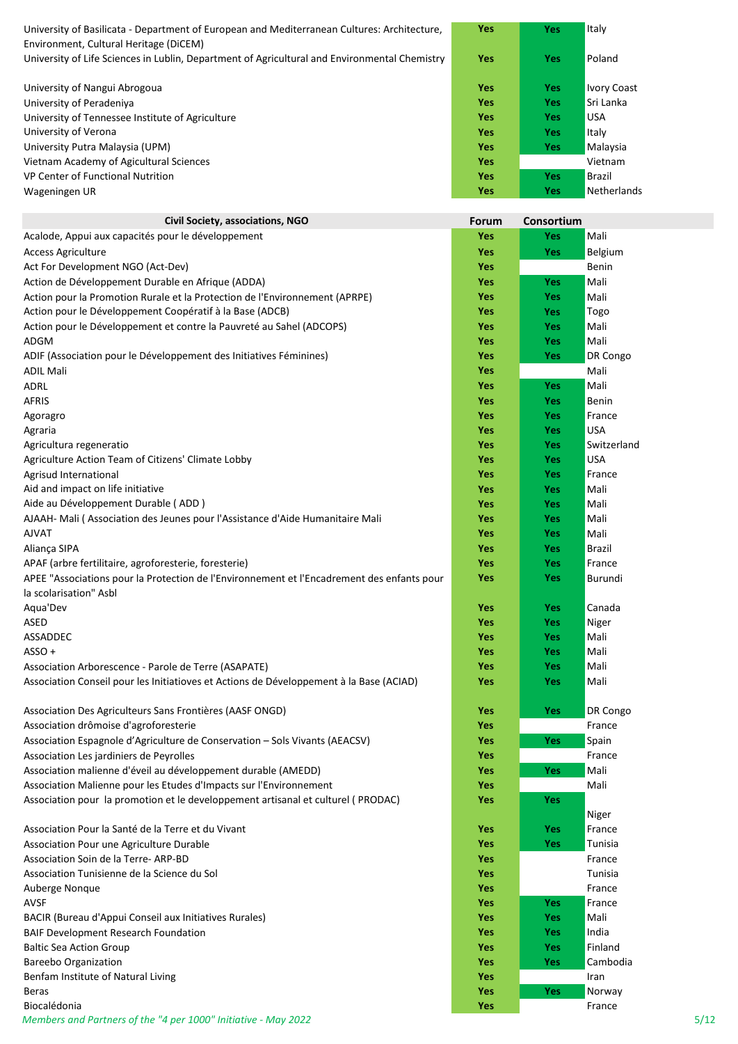| | | | |
|---|---|---|---|
| University of Basilicata - Department of European and Mediterranean Cultures: Architecture, Environment, Cultural Heritage (DiCEM) | Yes | Yes | Italy |
| University of Life Sciences in Lublin, Department of Agricultural and Environmental Chemistry | Yes | Yes | Poland |
| University of Nangui Abrogoua | Yes | Yes | Ivory Coast |
| University of Peradeniya | Yes | Yes | Sri Lanka |
| University of Tennessee Institute of Agriculture | Yes | Yes | USA |
| University of Verona | Yes | Yes | Italy |
| University Putra Malaysia (UPM) | Yes | Yes | Malaysia |
| Vietnam Academy of Agicultural Sciences | Yes | | Vietnam |
| VP Center of Functional Nutrition | Yes | Yes | Brazil |
| Wageningen UR | Yes | Yes | Netherlands |

| Civil Society, associations, NGO | Forum | Consortium | |
|---|---|---|---|
| Acalode, Appui aux capacités pour le développement | Yes | Yes | Mali |
| Access Agriculture | Yes | Yes | Belgium |
| Act For Development NGO (Act-Dev) | Yes | | Benin |
| Action de Développement Durable en Afrique (ADDA) | Yes | Yes | Mali |
| Action pour la Promotion Rurale et la Protection de l'Environnement (APRPE) | Yes | Yes | Mali |
| Action pour le Développement Coopératif à la Base (ADCB) | Yes | Yes | Togo |
| Action pour le Développement et contre la Pauvreté au Sahel (ADCOPS) | Yes | Yes | Mali |
| ADGM | Yes | Yes | Mali |
| ADIF (Association pour le Développement des Initiatives Féminines) | Yes | Yes | DR Congo |
| ADIL Mali | Yes | | Mali |
| ADRL | Yes | Yes | Mali |
| AFRIS | Yes | Yes | Benin |
| Agoragro | Yes | Yes | France |
| Agraria | Yes | Yes | USA |
| Agricultura regeneratio | Yes | Yes | Switzerland |
| Agriculture Action Team of Citizens' Climate Lobby | Yes | Yes | USA |
| Agrisud International | Yes | Yes | France |
| Aid and impact on life initiative | Yes | Yes | Mali |
| Aide au Développement Durable ( ADD ) | Yes | Yes | Mali |
| AJAAH- Mali ( Association des Jeunes pour l'Assistance d'Aide Humanitaire Mali | Yes | Yes | Mali |
| AJVAT | Yes | Yes | Mali |
| Aliança SIPA | Yes | Yes | Brazil |
| APAF (arbre fertilitaire, agroforesterie, foresterie) | Yes | Yes | France |
| APEE "Associations pour la Protection de l'Environnement et l'Encadrement des enfants pour la scolarisation" Asbl | Yes | Yes | Burundi |
| Aqua'Dev | Yes | Yes | Canada |
| ASED | Yes | Yes | Niger |
| ASSADDEC | Yes | Yes | Mali |
| ASSO + | Yes | Yes | Mali |
| Association Arborescence - Parole de Terre (ASAPATE) | Yes | Yes | Mali |
| Association Conseil pour les Initiatioves et Actions de Développement à la Base (ACIAD) | Yes | Yes | Mali |
| Association Des Agriculteurs Sans Frontières (AASF ONGD) | Yes | Yes | DR Congo |
| Association drômoise d'agroforesterie | Yes | | France |
| Association Espagnole d'Agriculture de Conservation – Sols Vivants (AEACSV) | Yes | Yes | Spain |
| Association Les jardiniers de Peyrolles | Yes | | France |
| Association malienne d'éveil au développement durable (AMEDD) | Yes | Yes | Mali |
| Association Malienne pour les Etudes d'Impacts sur l'Environnement | Yes | | Mali |
| Association pour la promotion et le developpement artisanal et culturel ( PRODAC) | Yes | Yes | Niger |
| Association Pour la Santé de la Terre et du Vivant | Yes | Yes | France |
| Association Pour une Agriculture Durable | Yes | Yes | Tunisia |
| Association Soin de la Terre- ARP-BD | Yes | | France |
| Association Tunisienne de la Science du Sol | Yes | | Tunisia |
| Auberge Nonque | Yes | | France |
| AVSF | Yes | Yes | France |
| BACIR (Bureau d'Appui Conseil aux Initiatives Rurales) | Yes | Yes | Mali |
| BAIF Development Research Foundation | Yes | Yes | India |
| Baltic Sea Action Group | Yes | Yes | Finland |
| Bareebo Organization | Yes | Yes | Cambodia |
| Benfam Institute of Natural Living | Yes | | Iran |
| Beras | Yes | Yes | Norway |
| Biocalédonia | Yes | | France |

*Members and Partners of the "4 per 1000" Initiative - May 2022*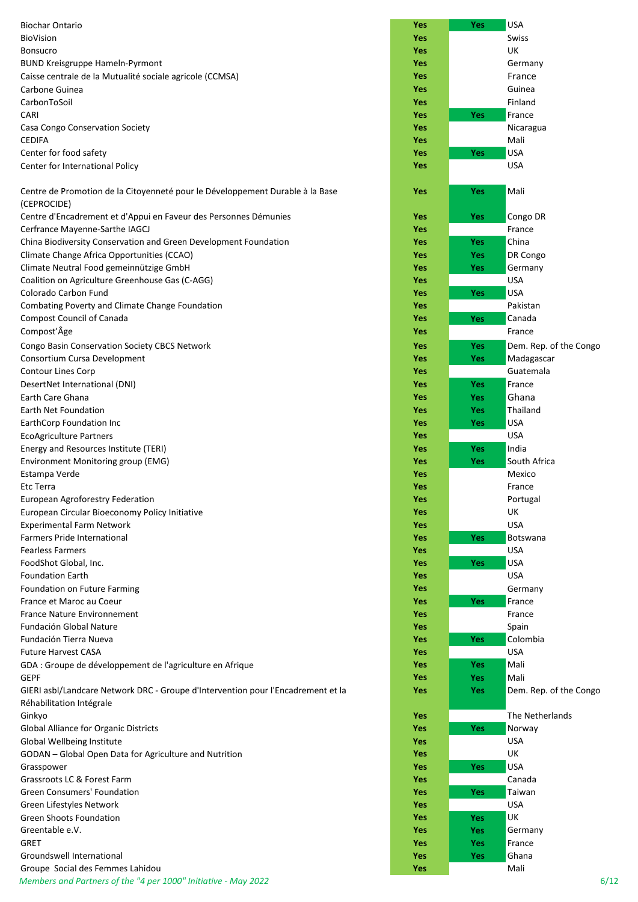| | | | |
|---|---|---|---|
| Biochar Ontario | Yes | Yes | USA |
| BioVision | Yes | | Swiss |
| Bonsucro | Yes | | UK |
| BUND Kreisgruppe Hameln-Pyrmont | Yes | | Germany |
| Caisse centrale de la Mutualité sociale agricole (CCMSA) | Yes | | France |
| Carbone Guinea | Yes | | Guinea |
| CarbonToSoil | Yes | | Finland |
| CARI | Yes | Yes | France |
| Casa Congo Conservation Society | Yes | | Nicaragua |
| CEDIFA | Yes | | Mali |
| Center for food safety | Yes | Yes | USA |
| Center for International Policy | Yes | | USA |
| Centre de Promotion de la Citoyenneté pour le Développement Durable à la Base (CEPROCIDE) | Yes | Yes | Mali |
| Centre d'Encadrement et d'Appui en Faveur des Personnes Démunies | Yes | Yes | Congo DR |
| Cerfrance Mayenne-Sarthe IAGCJ | Yes | | France |
| China Biodiversity Conservation and Green Development Foundation | Yes | Yes | China |
| Climate Change Africa Opportunities (CCAO) | Yes | Yes | DR Congo |
| Climate Neutral Food gemeinnützige GmbH | Yes | Yes | Germany |
| Coalition on Agriculture Greenhouse Gas (C-AGG) | Yes | | USA |
| Colorado Carbon Fund | Yes | Yes | USA |
| Combating Poverty and Climate Change Foundation | Yes | | Pakistan |
| Compost Council of Canada | Yes | Yes | Canada |
| Compost'Âge | Yes | | France |
| Congo Basin Conservation Society CBCS Network | Yes | Yes | Dem. Rep. of the Congo |
| Consortium Cursa Development | Yes | Yes | Madagascar |
| Contour Lines Corp | Yes | | Guatemala |
| DesertNet International (DNI) | Yes | Yes | France |
| Earth Care Ghana | Yes | Yes | Ghana |
| Earth Net Foundation | Yes | Yes | Thailand |
| EarthCorp Foundation Inc | Yes | Yes | USA |
| EcoAgriculture Partners | Yes | | USA |
| Energy and Resources Institute (TERI) | Yes | Yes | India |
| Environment Monitoring group (EMG) | Yes | Yes | South Africa |
| Estampa Verde | Yes | | Mexico |
| Etc Terra | Yes | | France |
| European Agroforestry Federation | Yes | | Portugal |
| European Circular Bioeconomy Policy Initiative | Yes | | UK |
| Experimental Farm Network | Yes | | USA |
| Farmers Pride International | Yes | Yes | Botswana |
| Fearless Farmers | Yes | | USA |
| FoodShot Global, Inc. | Yes | Yes | USA |
| Foundation Earth | Yes | | USA |
| Foundation on Future Farming | Yes | | Germany |
| France et Maroc au Coeur | Yes | Yes | France |
| France Nature Environnement | Yes | | France |
| Fundación Global Nature | Yes | | Spain |
| Fundación Tierra Nueva | Yes | Yes | Colombia |
| Future Harvest CASA | Yes | | USA |
| GDA : Groupe de développement de l'agriculture en Afrique | Yes | Yes | Mali |
| GEPF | Yes | Yes | Mali |
| GIERI asbl/Landcare Network DRC - Groupe d'Intervention pour l'Encadrement et la Réhabilitation Intégrale | Yes | Yes | Dem. Rep. of the Congo |
| Ginkyo | Yes | | The Netherlands |
| Global Alliance for Organic Districts | Yes | Yes | Norway |
| Global Wellbeing Institute | Yes | | USA |
| GODAN – Global Open Data for Agriculture and Nutrition | Yes | | UK |
| Grasspower | Yes | Yes | USA |
| Grassroots LC & Forest Farm | Yes | | Canada |
| Green Consumers' Foundation | Yes | Yes | Taiwan |
| Green Lifestyles Network | Yes | | USA |
| Green Shoots Foundation | Yes | Yes | UK |
| Greentable e.V. | Yes | Yes | Germany |
| GRET | Yes | Yes | France |
| Groundswell International | Yes | Yes | Ghana |
| Groupe Social des Femmes Lahidou | Yes | | Mali |

*Members and Partners of the "4 per 1000" Initiative - May 2022*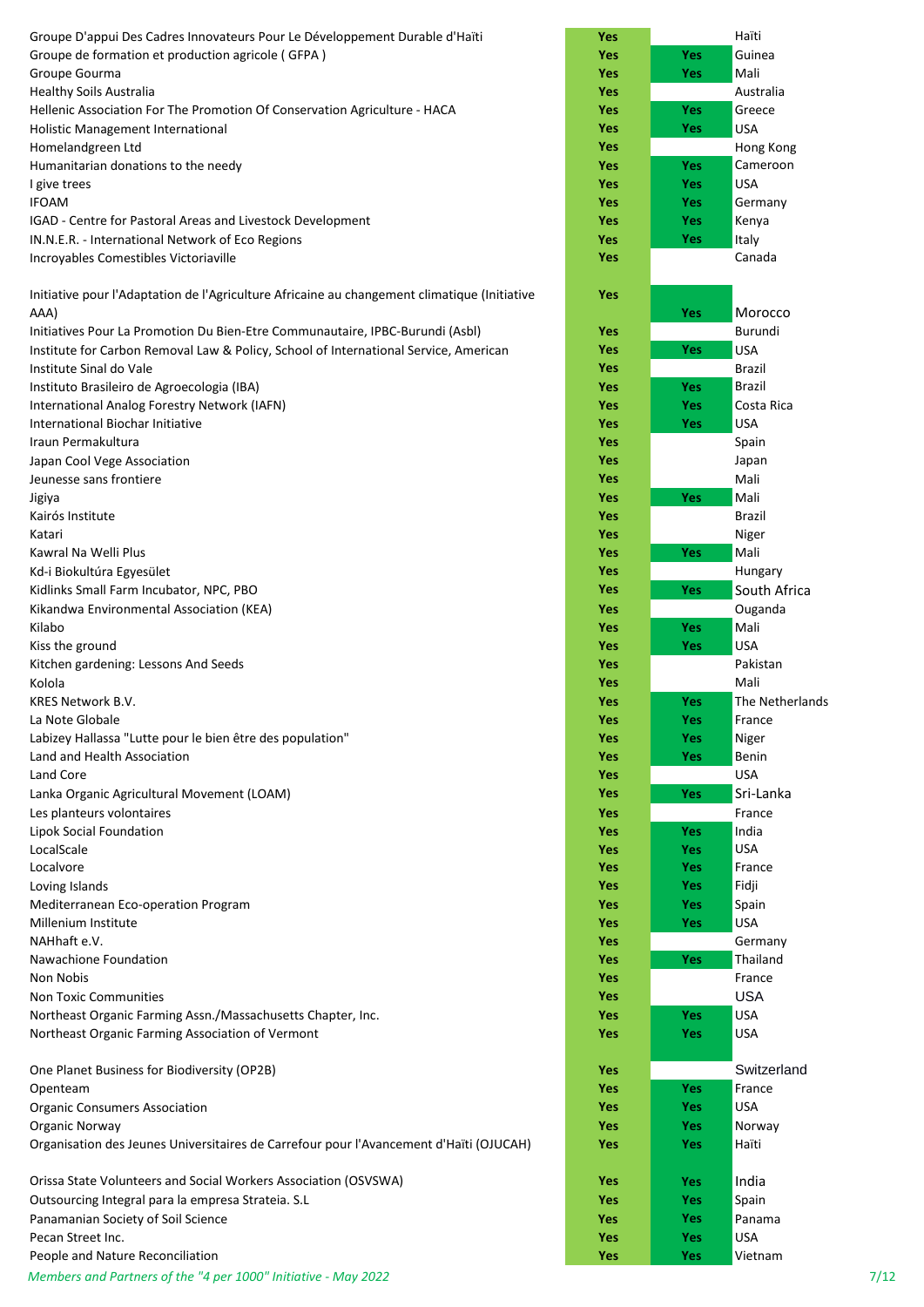| | | | |
|---|---|---|---|
| Groupe D'appui Des Cadres Innovateurs Pour Le Développement Durable d'Haïti | Yes | | Haïti |
| Groupe de formation et production agricole ( GFPA ) | Yes | Yes | Guinea |
| Groupe Gourma | Yes | Yes | Mali |
| Healthy Soils Australia | Yes | | Australia |
| Hellenic Association For The Promotion Of Conservation Agriculture - HACA | Yes | Yes | Greece |
| Holistic Management International | Yes | Yes | USA |
| Homelandgreen Ltd | Yes | | Hong Kong |
| Humanitarian donations to the needy | Yes | Yes | Cameroon |
| I give trees | Yes | Yes | USA |
| IFOAM | Yes | Yes | Germany |
| IGAD - Centre for Pastoral Areas and Livestock Development | Yes | Yes | Kenya |
| IN.N.E.R. - International Network of Eco Regions | Yes | Yes | Italy |
| Incroyables Comestibles Victoriaville | Yes | | Canada |
| Initiative pour l'Adaptation de l'Agriculture Africaine au changement climatique (Initiative AAA) | Yes | Yes | Morocco |
| Initiatives Pour La Promotion Du Bien-Etre Communautaire, IPBC-Burundi (Asbl) | Yes | | Burundi |
| Institute for Carbon Removal Law & Policy, School of International Service, American | Yes | Yes | USA |
| Institute Sinal do Vale | Yes | | Brazil |
| Instituto Brasileiro de Agroecologia (IBA) | Yes | Yes | Brazil |
| International Analog Forestry Network (IAFN) | Yes | Yes | Costa Rica |
| International Biochar Initiative | Yes | Yes | USA |
| Iraun Permakultura | Yes | | Spain |
| Japan Cool Vege Association | Yes | | Japan |
| Jeunesse sans frontiere | Yes | | Mali |
| Jigiya | Yes | Yes | Mali |
| Kairós Institute | Yes | | Brazil |
| Katari | Yes | | Niger |
| Kawral Na Welli Plus | Yes | Yes | Mali |
| Kd-i Biokultúra Egyesület | Yes | | Hungary |
| Kidlinks Small Farm Incubator, NPC, PBO | Yes | Yes | South Africa |
| Kikandwa Environmental Association (KEA) | Yes | | Ouganda |
| Kilabo | Yes | Yes | Mali |
| Kiss the ground | Yes | Yes | USA |
| Kitchen gardening: Lessons And Seeds | Yes | | Pakistan |
| Kolola | Yes | | Mali |
| KRES Network B.V. | Yes | Yes | The Netherlands |
| La Note Globale | Yes | Yes | France |
| Labizey Hallassa "Lutte pour le bien être des population" | Yes | Yes | Niger |
| Land and Health Association | Yes | Yes | Benin |
| Land Core | Yes | | USA |
| Lanka Organic Agricultural Movement (LOAM) | Yes | Yes | Sri-Lanka |
| Les planteurs volontaires | Yes | | France |
| Lipok Social Foundation | Yes | Yes | India |
| LocalScale | Yes | Yes | USA |
| Localvore | Yes | Yes | France |
| Loving Islands | Yes | Yes | Fidji |
| Mediterranean Eco-operation Program | Yes | Yes | Spain |
| Millenium Institute | Yes | Yes | USA |
| NAHhaft e.V. | Yes | | Germany |
| Nawachione Foundation | Yes | Yes | Thailand |
| Non Nobis | Yes | | France |
| Non Toxic Communities | Yes | | USA |
| Northeast Organic Farming Assn./Massachusetts Chapter, Inc. | Yes | Yes | USA |
| Northeast Organic Farming Association of Vermont | Yes | Yes | USA |
| One Planet Business for Biodiversity (OP2B) | Yes | | Switzerland |
| Openteam | Yes | Yes | France |
| Organic Consumers Association | Yes | Yes | USA |
| Organic Norway | Yes | Yes | Norway |
| Organisation des Jeunes Universitaires de Carrefour pour l'Avancement d'Haïti (OJUCAH) | Yes | Yes | Haïti |
| Orissa State Volunteers and Social Workers Association (OSVSWA) | Yes | Yes | India |
| Outsourcing Integral para la empresa Strateia. S.L | Yes | Yes | Spain |
| Panamanian Society of Soil Science | Yes | Yes | Panama |
| Pecan Street Inc. | Yes | Yes | USA |
| People and Nature Reconciliation | Yes | Yes | Vietnam |

*Members and Partners of the "4 per 1000" Initiative - May 2022*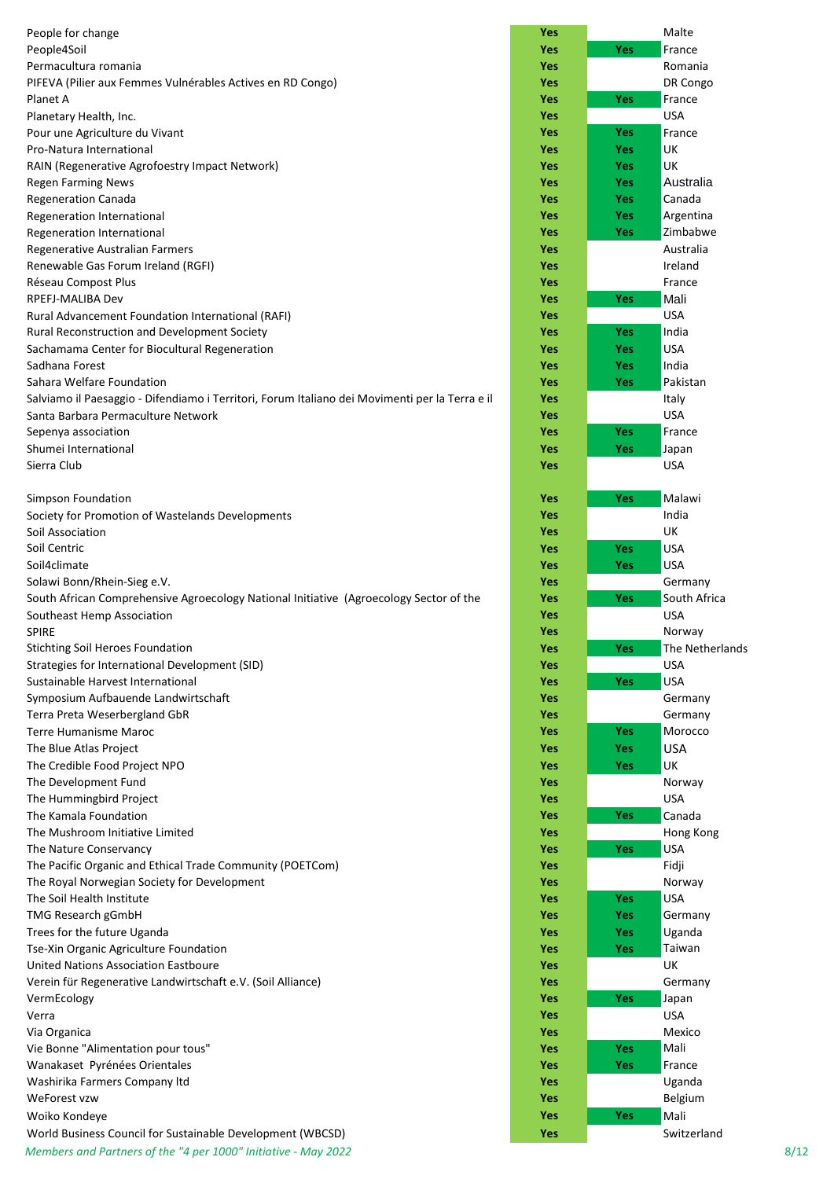| | | | |
|---|---|---|---|
| People for change | Yes | | Malte |
| People4Soil | Yes | Yes | France |
| Permacultura romania | Yes | | Romania |
| PIFEVA (Pilier aux Femmes Vulnérables Actives en RD Congo) | Yes | | DR Congo |
| Planet A | Yes | Yes | France |
| Planetary Health, Inc. | Yes | | USA |
| Pour une Agriculture du Vivant | Yes | Yes | France |
| Pro-Natura International | Yes | Yes | UK |
| RAIN (Regenerative Agrofoestry Impact Network) | Yes | Yes | UK |
| Regen Farming News | Yes | Yes | Australia |
| Regeneration Canada | Yes | Yes | Canada |
| Regeneration International | Yes | Yes | Argentina |
| Regeneration International | Yes | Yes | Zimbabwe |
| Regenerative Australian Farmers | Yes | | Australia |
| Renewable Gas Forum Ireland (RGFI) | Yes | | Ireland |
| Réseau Compost Plus | Yes | | France |
| RPEFJ-MALIBA Dev | Yes | Yes | Mali |
| Rural Advancement Foundation International (RAFI) | Yes | | USA |
| Rural Reconstruction and Development Society | Yes | Yes | India |
| Sachamama Center for Biocultural Regeneration | Yes | Yes | USA |
| Sadhana Forest | Yes | Yes | India |
| Sahara Welfare Foundation | Yes | Yes | Pakistan |
| Salviamo il Paesaggio - Difendiamo i Territori, Forum Italiano dei Movimenti per la Terra e il | Yes | | Italy |
| Santa Barbara Permaculture Network | Yes | | USA |
| Sepenya association | Yes | Yes | France |
| Shumei International | Yes | Yes | Japan |
| Sierra Club | Yes | | USA |
| Simpson Foundation | Yes | Yes | Malawi |
| Society for Promotion of Wastelands Developments | Yes | | India |
| Soil Association | Yes | | UK |
| Soil Centric | Yes | Yes | USA |
| Soil4climate | Yes | Yes | USA |
| Solawi Bonn/Rhein-Sieg e.V. | Yes | | Germany |
| South African Comprehensive Agroecology National Initiative (Agroecology Sector of the | Yes | Yes | South Africa |
| Southeast Hemp Association | Yes | | USA |
| SPIRE | Yes | | Norway |
| Stichting Soil Heroes Foundation | Yes | Yes | The Netherlands |
| Strategies for International Development (SID) | Yes | | USA |
| Sustainable Harvest International | Yes | Yes | USA |
| Symposium Aufbauende Landwirtschaft | Yes | | Germany |
| Terra Preta Weserbergland GbR | Yes | | Germany |
| Terre Humanisme Maroc | Yes | Yes | Morocco |
| The Blue Atlas Project | Yes | Yes | USA |
| The Credible Food Project NPO | Yes | Yes | UK |
| The Development Fund | Yes | | Norway |
| The Hummingbird Project | Yes | | USA |
| The Kamala Foundation | Yes | Yes | Canada |
| The Mushroom Initiative Limited | Yes | | Hong Kong |
| The Nature Conservancy | Yes | Yes | USA |
| The Pacific Organic and Ethical Trade Community (POETCom) | Yes | | Fidji |
| The Royal Norwegian Society for Development | Yes | | Norway |
| The Soil Health Institute | Yes | Yes | USA |
| TMG Research gGmbH | Yes | Yes | Germany |
| Trees for the future Uganda | Yes | Yes | Uganda |
| Tse-Xin Organic Agriculture Foundation | Yes | Yes | Taiwan |
| United Nations Association Eastboure | Yes | | UK |
| Verein für Regenerative Landwirtschaft e.V. (Soil Alliance) | Yes | | Germany |
| VermEcology | Yes | Yes | Japan |
| Verra | Yes | | USA |
| Via Organica | Yes | | Mexico |
| Vie Bonne "Alimentation pour tous" | Yes | Yes | Mali |
| Wanakaset Pyrénées Orientales | Yes | Yes | France |
| Washirika Farmers Company ltd | Yes | | Uganda |
| WeForest vzw | Yes | | Belgium |
| Woiko Kondeye | Yes | Yes | Mali |
| World Business Council for Sustainable Development (WBCSD) | Yes | | Switzerland |

*Members and Partners of the "4 per 1000" Initiative - May 2022*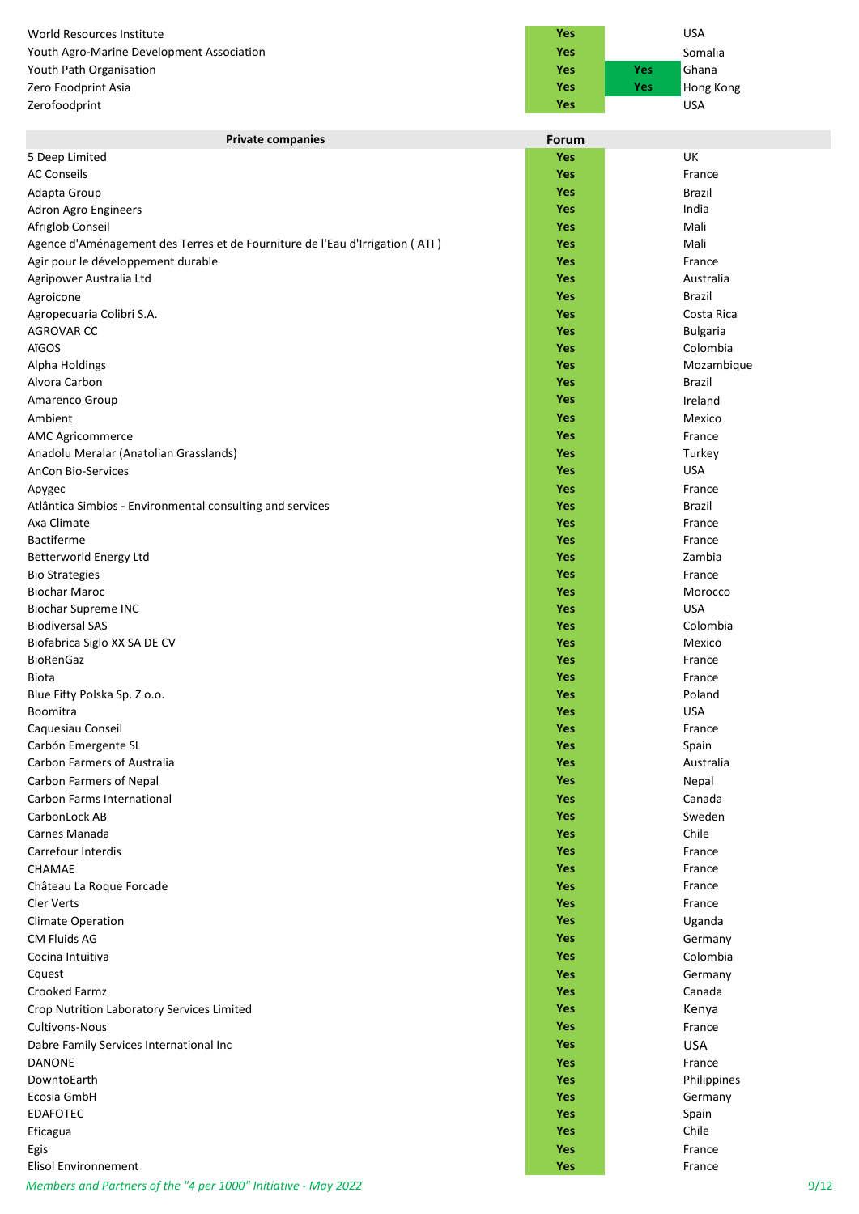| | | | |
|---|---|---|---|
| World Resources Institute | Yes | | USA |
| Youth Agro-Marine Development Association | Yes | | Somalia |
| Youth Path Organisation | Yes | Yes | Ghana |
| Zero Foodprint Asia | Yes | Yes | Hong Kong |
| Zerofoodprint | Yes | | USA |

| Private companies | Forum | | |
|---|---|---|---|
| 5 Deep Limited | Yes | | UK |
| AC Conseils | Yes | | France |
| Adapta Group | Yes | | Brazil |
| Adron Agro Engineers | Yes | | India |
| Afriglob Conseil | Yes | | Mali |
| Agence d'Aménagement des Terres et de Fourniture de l'Eau d'Irrigation ( ATI ) | Yes | | Mali |
| Agir pour le développement durable | Yes | | France |
| Agripower Australia Ltd | Yes | | Australia |
| Agroicone | Yes | | Brazil |
| Agropecuaria Colibri S.A. | Yes | | Costa Rica |
| AGROVAR CC | Yes | | Bulgaria |
| AiGOS | Yes | | Colombia |
| Alpha Holdings | Yes | | Mozambique |
| Alvora Carbon | Yes | | Brazil |
| Amarenco Group | Yes | | Ireland |
| Ambient | Yes | | Mexico |
| AMC Agricommerce | Yes | | France |
| Anadolu Meralar (Anatolian Grasslands) | Yes | | Turkey |
| AnCon Bio-Services | Yes | | USA |
| Apygec | Yes | | France |
| Atlântica Simbios - Environmental consulting and services | Yes | | Brazil |
| Axa Climate | Yes | | France |
| Bactiferme | Yes | | France |
| Betterworld Energy Ltd | Yes | | Zambia |
| Bio Strategies | Yes | | France |
| Biochar Maroc | Yes | | Morocco |
| Biochar Supreme INC | Yes | | USA |
| Biodiversal SAS | Yes | | Colombia |
| Biofabrica Siglo XX SA DE CV | Yes | | Mexico |
| BioRenGaz | Yes | | France |
| Biota | Yes | | France |
| Blue Fifty Polska Sp. Z o.o. | Yes | | Poland |
| Boomitra | Yes | | USA |
| Caquesiau Conseil | Yes | | France |
| Carbón Emergente SL | Yes | | Spain |
| Carbon Farmers of Australia | Yes | | Australia |
| Carbon Farmers of Nepal | Yes | | Nepal |
| Carbon Farms International | Yes | | Canada |
| CarbonLock AB | Yes | | Sweden |
| Carnes Manada | Yes | | Chile |
| Carrefour Interdis | Yes | | France |
| CHAMAE | Yes | | France |
| Château La Roque Forcade | Yes | | France |
| Cler Verts | Yes | | France |
| Climate Operation | Yes | | Uganda |
| CM Fluids AG | Yes | | Germany |
| Cocina Intuitiva | Yes | | Colombia |
| Cquest | Yes | | Germany |
| Crooked Farmz | Yes | | Canada |
| Crop Nutrition Laboratory Services Limited | Yes | | Kenya |
| Cultivons-Nous | Yes | | France |
| Dabre Family Services International Inc | Yes | | USA |
| DANONE | Yes | | France |
| DowntoEarth | Yes | | Philippines |
| Ecosia GmbH | Yes | | Germany |
| EDAFOTEC | Yes | | Spain |
| Eficagua | Yes | | Chile |
| Egis | Yes | | France |
| Elisol Environnement | Yes | | France |

*Members and Partners of the "4 per 1000" Initiative - May 2022*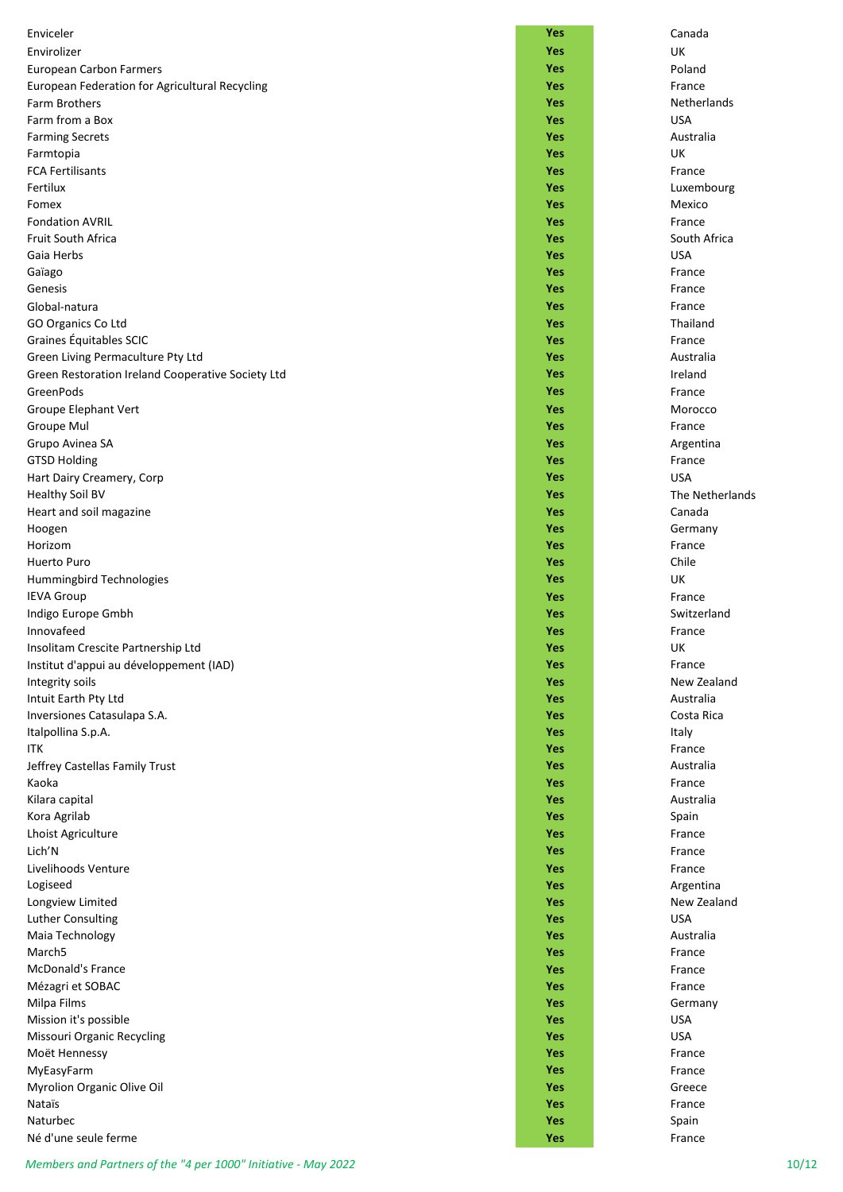| | | |
|---|---|---|
| Enviceler | Yes | Canada |
| Envirolizer | Yes | UK |
| European Carbon Farmers | Yes | Poland |
| European Federation for Agricultural Recycling | Yes | France |
| Farm Brothers | Yes | Netherlands |
| Farm from a Box | Yes | USA |
| Farming Secrets | Yes | Australia |
| Farmtopia | Yes | UK |
| FCA Fertilisants | Yes | France |
| Fertilux | Yes | Luxembourg |
| Fomex | Yes | Mexico |
| Fondation AVRIL | Yes | France |
| Fruit South Africa | Yes | South Africa |
| Gaia Herbs | Yes | USA |
| Gaïago | Yes | France |
| Genesis | Yes | France |
| Global-natura | Yes | France |
| GO Organics Co Ltd | Yes | Thailand |
| Graines Équitables SCIC | Yes | France |
| Green Living Permaculture Pty Ltd | Yes | Australia |
| Green Restoration Ireland Cooperative Society Ltd | Yes | Ireland |
| GreenPods | Yes | France |
| Groupe Elephant Vert | Yes | Morocco |
| Groupe Mul | Yes | France |
| Grupo Avinea SA | Yes | Argentina |
| GTSD Holding | Yes | France |
| Hart Dairy Creamery, Corp | Yes | USA |
| Healthy Soil BV | Yes | The Netherlands |
| Heart and soil magazine | Yes | Canada |
| Hoogen | Yes | Germany |
| Horizom | Yes | France |
| Huerto Puro | Yes | Chile |
| Hummingbird Technologies | Yes | UK |
| IEVA Group | Yes | France |
| Indigo Europe Gmbh | Yes | Switzerland |
| Innovafeed | Yes | France |
| Insolitam Crescite Partnership Ltd | Yes | UK |
| Institut d'appui au développement (IAD) | Yes | France |
| Integrity soils | Yes | New Zealand |
| Intuit Earth Pty Ltd | Yes | Australia |
| Inversiones Catasulapa S.A. | Yes | Costa Rica |
| Italpollina S.p.A. | Yes | Italy |
| ITK | Yes | France |
| Jeffrey Castellas Family Trust | Yes | Australia |
| Kaoka | Yes | France |
| Kilara capital | Yes | Australia |
| Kora Agrilab | Yes | Spain |
| Lhoist Agriculture | Yes | France |
| Lich'N | Yes | France |
| Livelihoods Venture | Yes | France |
| Logiseed | Yes | Argentina |
| Longview Limited | Yes | New Zealand |
| Luther Consulting | Yes | USA |
| Maia Technology | Yes | Australia |
| March5 | Yes | France |
| McDonald's France | Yes | France |
| Mézagri et SOBAC | Yes | France |
| Milpa Films | Yes | Germany |
| Mission it's possible | Yes | USA |
| Missouri Organic Recycling | Yes | USA |
| Moët Hennessy | Yes | France |
| MyEasyFarm | Yes | France |
| Myrolion Organic Olive Oil | Yes | Greece |
| Nataïs | Yes | France |
| Naturbec | Yes | Spain |
| Né d'une seule ferme | Yes | France |

*Members and Partners of the "4 per 1000" Initiative - May 2022*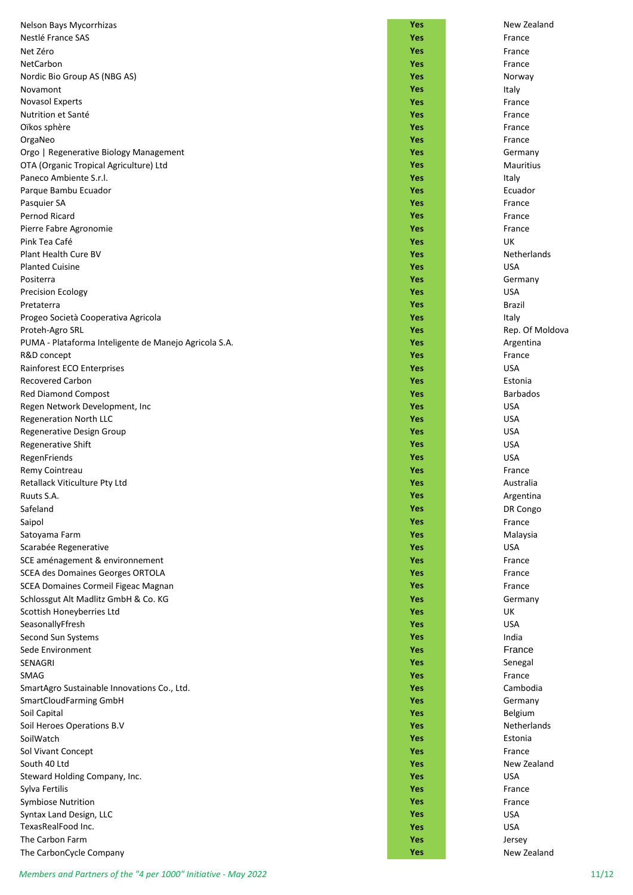| | | |
|---|---|---|
| Nelson Bays Mycorrhizas | Yes | New Zealand |
| Nestlé France SAS | Yes | France |
| Net Zéro | Yes | France |
| NetCarbon | Yes | France |
| Nordic Bio Group AS (NBG AS) | Yes | Norway |
| Novamont | Yes | Italy |
| Novasol Experts | Yes | France |
| Nutrition et Santé | Yes | France |
| Oïkos sphère | Yes | France |
| OrgaNeo | Yes | France |
| Orgo \| Regenerative Biology Management | Yes | Germany |
| OTA (Organic Tropical Agriculture) Ltd | Yes | Mauritius |
| Paneco Ambiente S.r.l. | Yes | Italy |
| Parque Bambu Ecuador | Yes | Ecuador |
| Pasquier SA | Yes | France |
| Pernod Ricard | Yes | France |
| Pierre Fabre Agronomie | Yes | France |
| Pink Tea Café | Yes | UK |
| Plant Health Cure BV | Yes | Netherlands |
| Planted Cuisine | Yes | USA |
| Positerra | Yes | Germany |
| Precision Ecology | Yes | USA |
| Pretaterra | Yes | Brazil |
| Progeo Società Cooperativa Agricola | Yes | Italy |
| Proteh-Agro SRL | Yes | Rep. Of Moldova |
| PUMA - Plataforma Inteligente de Manejo Agricola S.A. | Yes | Argentina |
| R&D concept | Yes | France |
| Rainforest ECO Enterprises | Yes | USA |
| Recovered Carbon | Yes | Estonia |
| Red Diamond Compost | Yes | Barbados |
| Regen Network Development, Inc | Yes | USA |
| Regeneration North LLC | Yes | USA |
| Regenerative Design Group | Yes | USA |
| Regenerative Shift | Yes | USA |
| RegenFriends | Yes | USA |
| Remy Cointreau | Yes | France |
| Retallack Viticulture Pty Ltd | Yes | Australia |
| Ruuts S.A. | Yes | Argentina |
| Safeland | Yes | DR Congo |
| Saipol | Yes | France |
| Satoyama Farm | Yes | Malaysia |
| Scarabée Regenerative | Yes | USA |
| SCE aménagement & environnement | Yes | France |
| SCEA des Domaines Georges ORTOLA | Yes | France |
| SCEA Domaines Cormeil Figeac Magnan | Yes | France |
| Schlossgut Alt Madlitz GmbH & Co. KG | Yes | Germany |
| Scottish Honeyberries Ltd | Yes | UK |
| SeasonallyFfresh | Yes | USA |
| Second Sun Systems | Yes | India |
| Sede Environment | Yes | France |
| SENAGRI | Yes | Senegal |
| SMAG | Yes | France |
| SmartAgro Sustainable Innovations Co., Ltd. | Yes | Cambodia |
| SmartCloudFarming GmbH | Yes | Germany |
| Soil Capital | Yes | Belgium |
| Soil Heroes Operations B.V | Yes | Netherlands |
| SoilWatch | Yes | Estonia |
| Sol Vivant Concept | Yes | France |
| South 40 Ltd | Yes | New Zealand |
| Steward Holding Company, Inc. | Yes | USA |
| Sylva Fertilis | Yes | France |
| Symbiose Nutrition | Yes | France |
| Syntax Land Design, LLC | Yes | USA |
| TexasRealFood Inc. | Yes | USA |
| The Carbon Farm | Yes | Jersey |
| The CarbonCycle Company | Yes | New Zealand |

*Members and Partners of the "4 per 1000" Initiative - May 2022*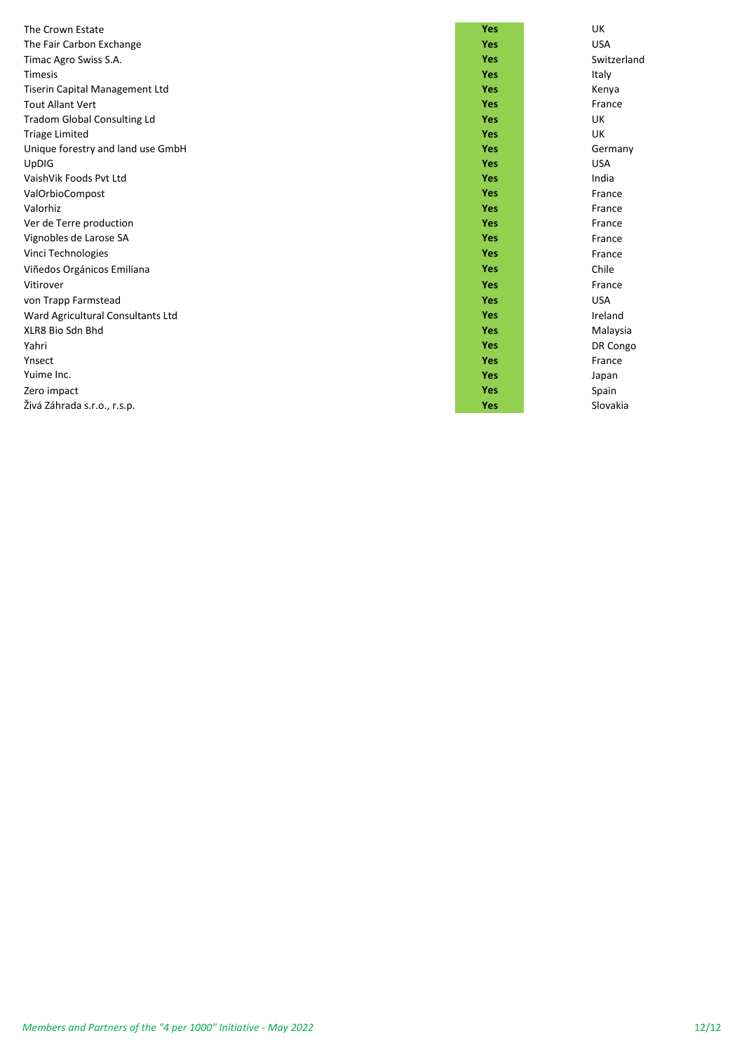| | | |
|---|---|---|
| The Crown Estate | **Yes** | UK |
| The Fair Carbon Exchange | **Yes** | USA |
| Timac Agro Swiss S.A. | **Yes** | Switzerland |
| Timesis | **Yes** | Italy |
| Tiserin Capital Management Ltd | **Yes** | Kenya |
| Tout Allant Vert | **Yes** | France |
| Tradom Global Consulting Ld | **Yes** | UK |
| Triage Limited | **Yes** | UK |
| Unique forestry and land use GmbH | **Yes** | Germany |
| UpDIG | **Yes** | USA |
| VaishVik Foods Pvt Ltd | **Yes** | India |
| ValOrbioCompost | **Yes** | France |
| Valorhiz | **Yes** | France |
| Ver de Terre production | **Yes** | France |
| Vignobles de Larose SA | **Yes** | France |
| Vinci Technologies | **Yes** | France |
| Viñedos Orgánicos Emiliana | **Yes** | Chile |
| Vitirover | **Yes** | France |
| von Trapp Farmstead | **Yes** | USA |
| Ward Agricultural Consultants Ltd | **Yes** | Ireland |
| XLR8 Bio Sdn Bhd | **Yes** | Malaysia |
| Yahri | **Yes** | DR Congo |
| Ynsect | **Yes** | France |
| Yuime Inc. | **Yes** | Japan |
| Zero impact | **Yes** | Spain |
| Živá Záhrada s.r.o., r.s.p. | **Yes** | Slovakia |